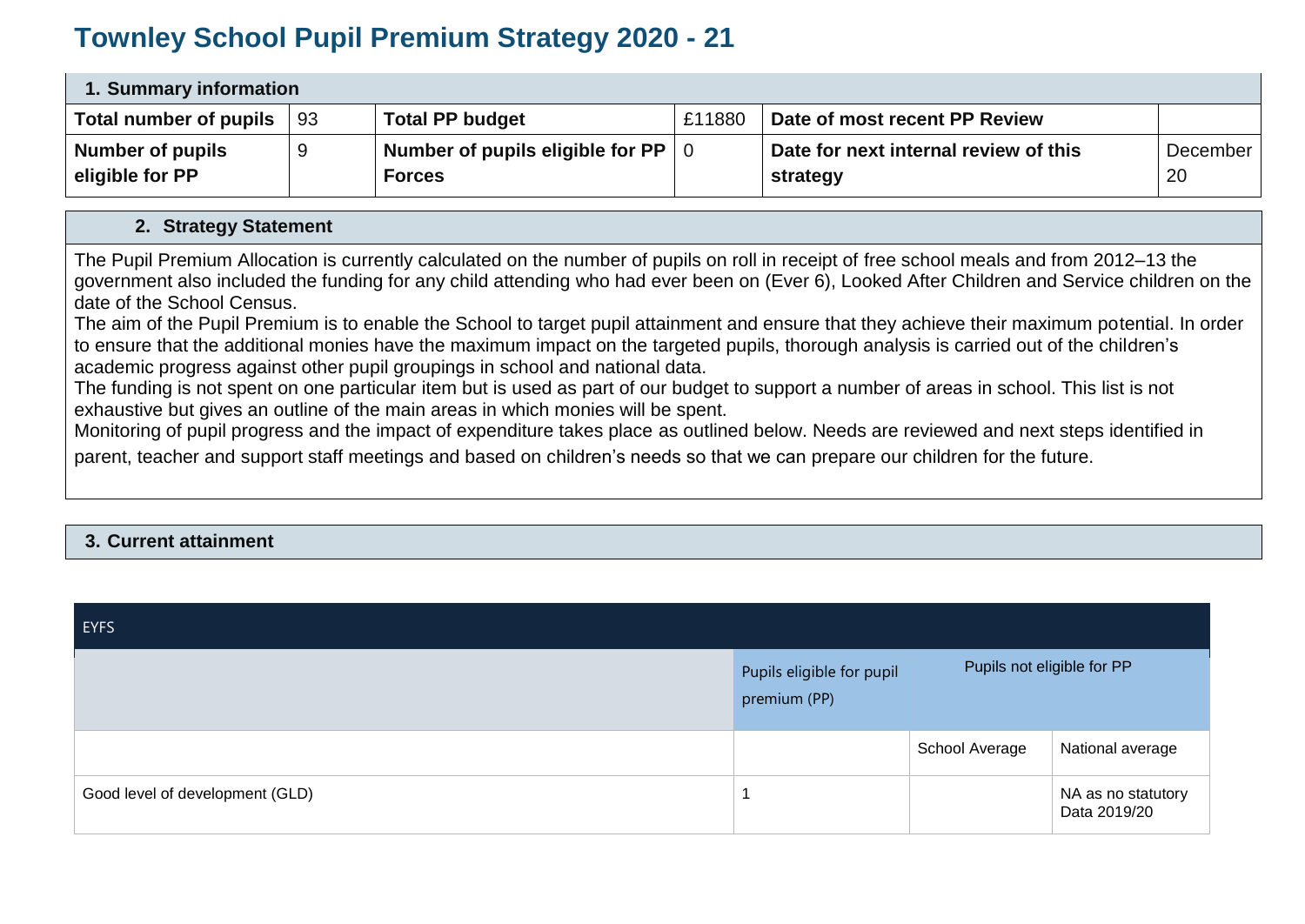# Townley School Pupil Premium Strategy 2020 - 21

| 1. Summary information | | | | | |
|---|---|---|---|---|---|
| **Total number of pupils** | 93 | **Total PP budget** | £11880 | **Date of most recent PP Review** | |
| **Number of pupils eligible for PP** | 9 | **Number of pupils eligible for PP Forces** | 0 | **Date for next internal review of this strategy** | December 20 |

## 2. Strategy Statement

The Pupil Premium Allocation is currently calculated on the number of pupils on roll in receipt of free school meals and from 2012–13 the government also included the funding for any child attending who had ever been on (Ever 6), Looked After Children and Service children on the date of the School Census.

The aim of the Pupil Premium is to enable the School to target pupil attainment and ensure that they achieve their maximum potential. In order to ensure that the additional monies have the maximum impact on the targeted pupils, thorough analysis is carried out of the children's academic progress against other pupil groupings in school and national data.

The funding is not spent on one particular item but is used as part of our budget to support a number of areas in school. This list is not exhaustive but gives an outline of the main areas in which monies will be spent.

Monitoring of pupil progress and the impact of expenditure takes place as outlined below. Needs are reviewed and next steps identified in parent, teacher and support staff meetings and based on children's needs so that we can prepare our children for the future.

## 3. Current attainment

| EYFS | | | |
|---|---|---|---|
| | Pupils eligible for pupil premium (PP) | Pupils not eligible for PP | |
| | | School Average | National average |
| Good level of development (GLD) | 1 | | NA as no statutory Data 2019/20 |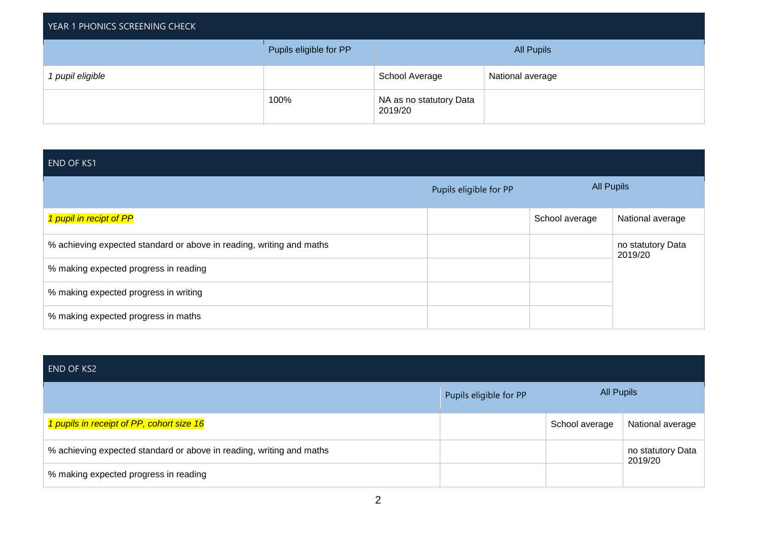| YEAR 1 PHONICS SCREENING CHECK | | | |
|---|---|---|---|
| | Pupils eligible for PP | All Pupils | |
| *1 pupil eligible* | | School Average | National average |
| | 100% | NA as no statutory Data 2019/20 | |

| END OF KS1 | | | |
|---|---|---|---|
| | Pupils eligible for PP | All Pupils | |
| *1 pupil in recipt of PP* | | School average | National average |
| % achieving expected standard or above in reading, writing and maths | | | no statutory Data 2019/20 |
| % making expected progress in reading | | | |
| % making expected progress in writing | | | |
| % making expected progress in maths | | | |

| END OF KS2 | | | |
|---|---|---|---|
| | Pupils eligible for PP | All Pupils | |
| *1 pupils in receipt of PP, cohort size 16* | | School average | National average |
| % achieving expected standard or above in reading, writing and maths | | | no statutory Data 2019/20 |
| % making expected progress in reading | | | |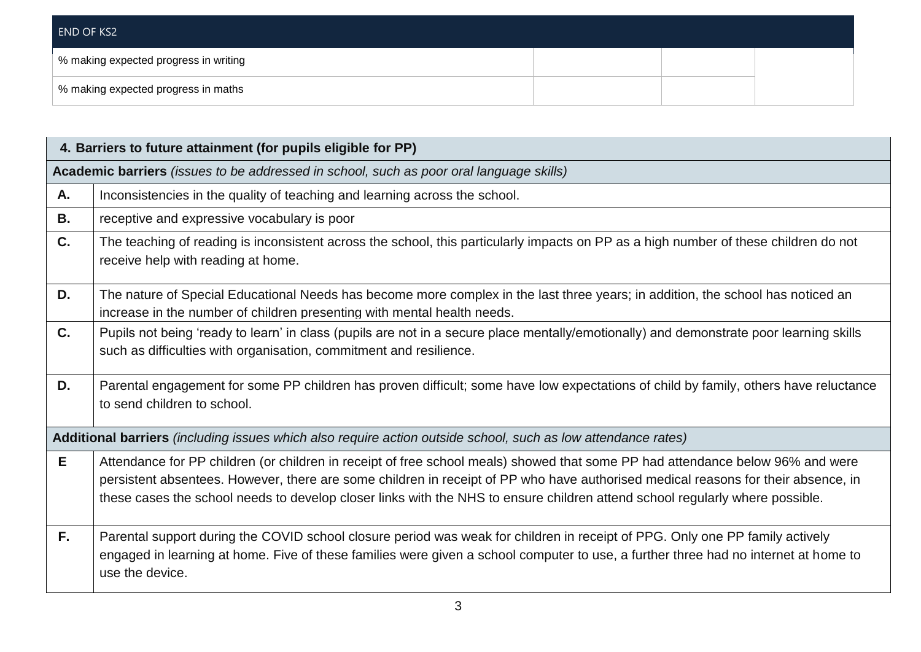| END OF KS2 | | | |
|---|---|---|---|
| % making expected progress in writing | | | |
| % making expected progress in maths | | | |

| 4. Barriers to future attainment (for pupils eligible for PP) | |
|---|---|
| **Academic barriers** *(issues to be addressed in school, such as poor oral language skills)* | |
| **A.** | Inconsistencies in the quality of teaching and learning across the school. |
| **B.** | receptive and expressive vocabulary is poor |
| **C.** | The teaching of reading is inconsistent across the school, this particularly impacts on PP as a high number of these children do not receive help with reading at home. |
| **D.** | The nature of Special Educational Needs has become more complex in the last three years; in addition, the school has noticed an increase in the number of children presenting with mental health needs. |
| **C.** | Pupils not being 'ready to learn' in class (pupils are not in a secure place mentally/emotionally) and demonstrate poor learning skills such as difficulties with organisation, commitment and resilience. |
| **D.** | Parental engagement for some PP children has proven difficult; some have low expectations of child by family, others have reluctance to send children to school. |
| **Additional barriers** *(including issues which also require action outside school, such as low attendance rates)* | |
| **E** | Attendance for PP children (or children in receipt of free school meals) showed that some PP had attendance below 96% and were persistent absentees. However, there are some children in receipt of PP who have authorised medical reasons for their absence, in these cases the school needs to develop closer links with the NHS to ensure children attend school regularly where possible. |
| **F.** | Parental support during the COVID school closure period was weak for children in receipt of PPG. Only one PP family actively engaged in learning at home. Five of these families were given a school computer to use, a further three had no internet at home to use the device. |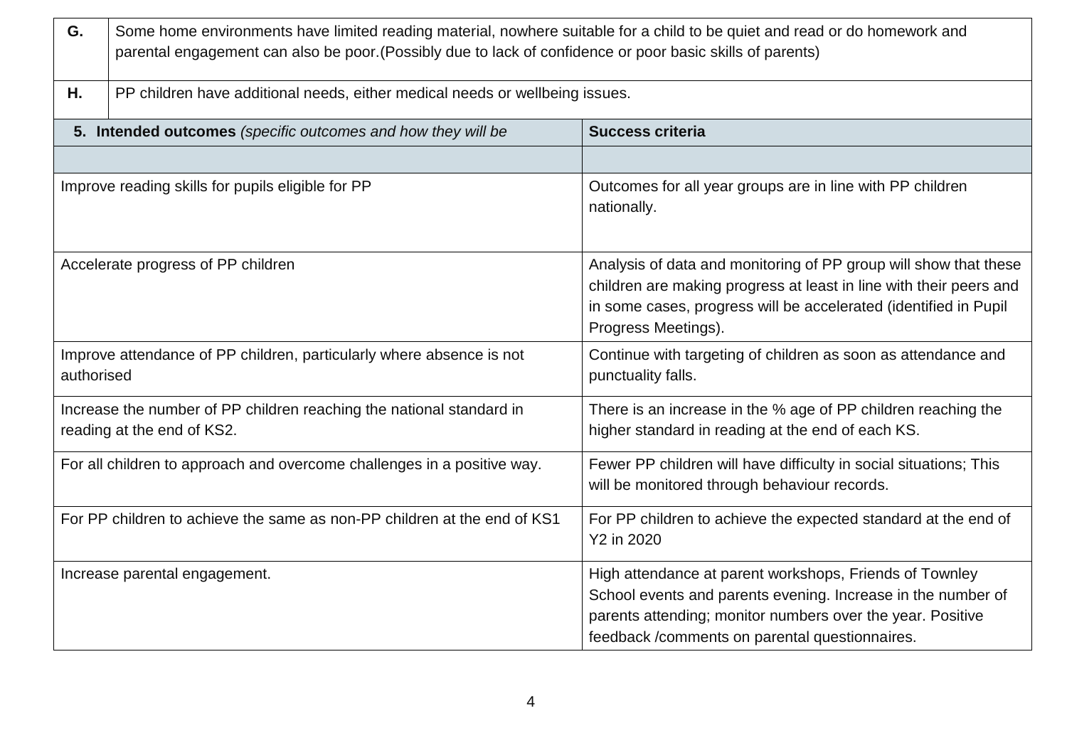| | |
|---|---|
| **G.** | Some home environments have limited reading material, nowhere suitable for a child to be quiet and read or do homework and parental engagement can also be poor.(Possibly due to lack of confidence or poor basic skills of parents) |
| **H.** | PP children have additional needs, either medical needs or wellbeing issues. |

| **5. Intended outcomes** *(specific outcomes and how they will be* | **Success criteria** |
|---|---|
| | |
| Improve reading skills for pupils eligible for PP | Outcomes for all year groups are in line with PP children nationally. |
| Accelerate progress of PP children | Analysis of data and monitoring of PP group will show that these children are making progress at least in line with their peers and in some cases, progress will be accelerated (identified in Pupil Progress Meetings). |
| Improve attendance of PP children, particularly where absence is not authorised | Continue with targeting of children as soon as attendance and punctuality falls. |
| Increase the number of PP children reaching the national standard in reading at the end of KS2. | There is an increase in the % age of PP children reaching the higher standard in reading at the end of each KS. |
| For all children to approach and overcome challenges in a positive way. | Fewer PP children will have difficulty in social situations; This will be monitored through behaviour records. |
| For PP children to achieve the same as non-PP children at the end of KS1 | For PP children to achieve the expected standard at the end of Y2 in 2020 |
| Increase parental engagement. | High attendance at parent workshops, Friends of Townley School events and parents evening. Increase in the number of parents attending; monitor numbers over the year. Positive feedback /comments on parental questionnaires. |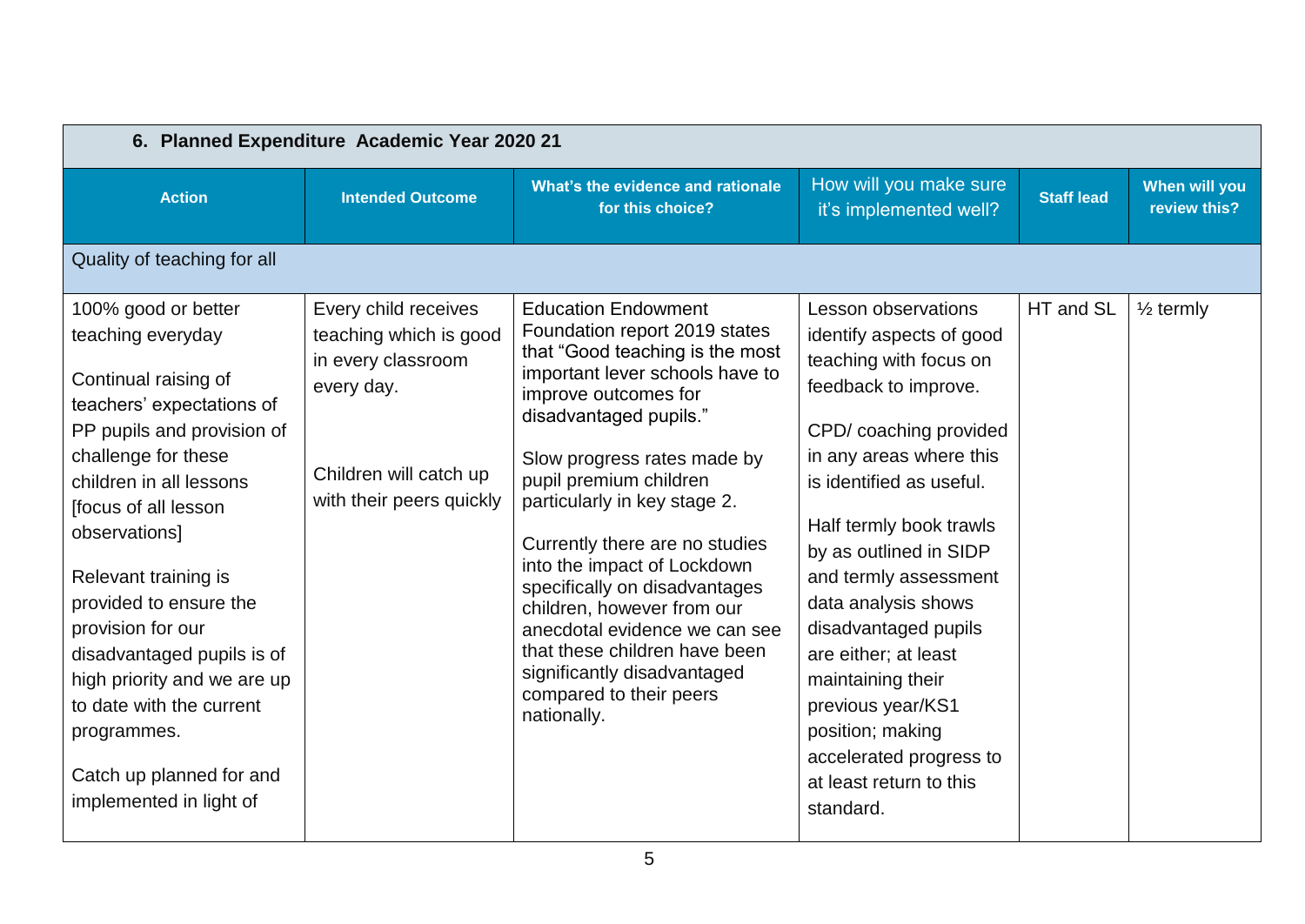| 6. Planned Expenditure Academic Year 2020 21 | | | | | |
|---|---|---|---|---|---|
| **Action** | **Intended Outcome** | **What's the evidence and rationale for this choice?** | How will you make sure it's implemented well? | **Staff lead** | **When will you review this?** |
| Quality of teaching for all | | | | | |
| 100% good or better teaching everyday<br><br>Continual raising of teachers' expectations of PP pupils and provision of challenge for these children in all lessons [focus of all lesson observations]<br><br>Relevant training is provided to ensure the provision for our disadvantaged pupils is of high priority and we are up to date with the current programmes.<br><br>Catch up planned for and implemented in light of | Every child receives teaching which is good in every classroom every day.<br><br>Children will catch up with their peers quickly | Education Endowment Foundation report 2019 states that "Good teaching is the most important lever schools have to improve outcomes for disadvantaged pupils."<br><br>Slow progress rates made by pupil premium children particularly in key stage 2.<br><br>Currently there are no studies into the impact of Lockdown specifically on disadvantages children, however from our anecdotal evidence we can see that these children have been significantly disadvantaged compared to their peers nationally. | Lesson observations identify aspects of good teaching with focus on feedback to improve.<br><br>CPD/ coaching provided in any areas where this is identified as useful.<br><br>Half termly book trawls by as outlined in SIDP and termly assessment data analysis shows disadvantaged pupils are either; at least maintaining their previous year/KS1 position; making accelerated progress to at least return to this standard. | HT and SL | ½ termly |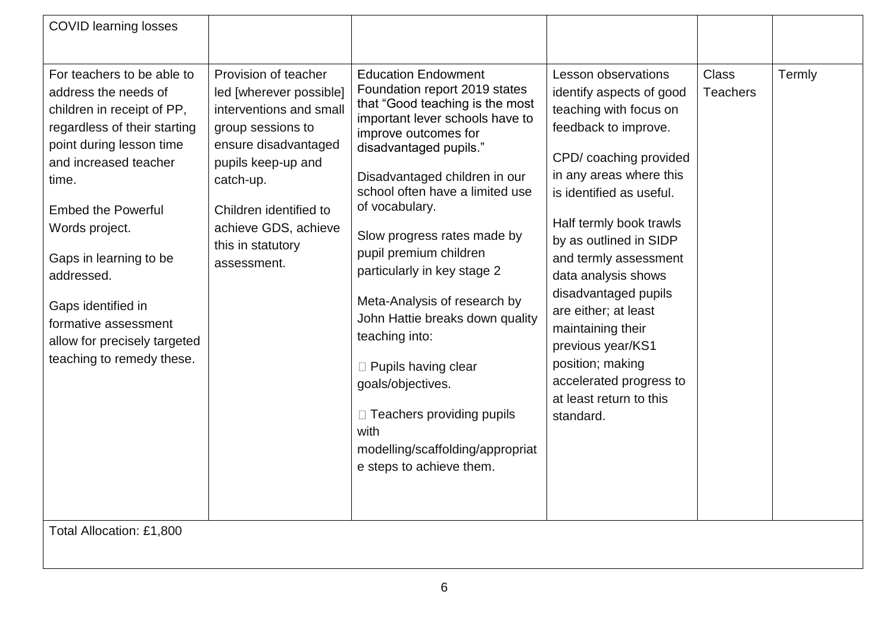| COVID learning losses | | | | | |
|---|---|---|---|---|---|
| For teachers to be able to address the needs of children in receipt of PP, regardless of their starting point during lesson time and increased teacher time.<br><br>Embed the Powerful Words project.<br><br>Gaps in learning to be addressed.<br><br>Gaps identified in formative assessment allow for precisely targeted teaching to remedy these. | Provision of teacher led [wherever possible] interventions and small group sessions to ensure disadvantaged pupils keep-up and catch-up.<br><br>Children identified to achieve GDS, achieve this in statutory assessment. | Education Endowment Foundation report 2019 states that "Good teaching is the most important lever schools have to improve outcomes for disadvantaged pupils."<br><br>Disadvantaged children in our school often have a limited use of vocabulary.<br><br>Slow progress rates made by pupil premium children particularly in key stage 2<br><br>Meta-Analysis of research by John Hattie breaks down quality teaching into:<br><br> Pupils having clear goals/objectives.<br><br> Teachers providing pupils with modelling/scaffolding/appropriate steps to achieve them. | Lesson observations identify aspects of good teaching with focus on feedback to improve.<br><br>CPD/ coaching provided in any areas where this is identified as useful.<br><br>Half termly book trawls by as outlined in SIDP and termly assessment data analysis shows disadvantaged pupils are either; at least maintaining their previous year/KS1 position; making accelerated progress to at least return to this standard. | Class Teachers | Termly |
| Total Allocation: £1,800 | | | | | |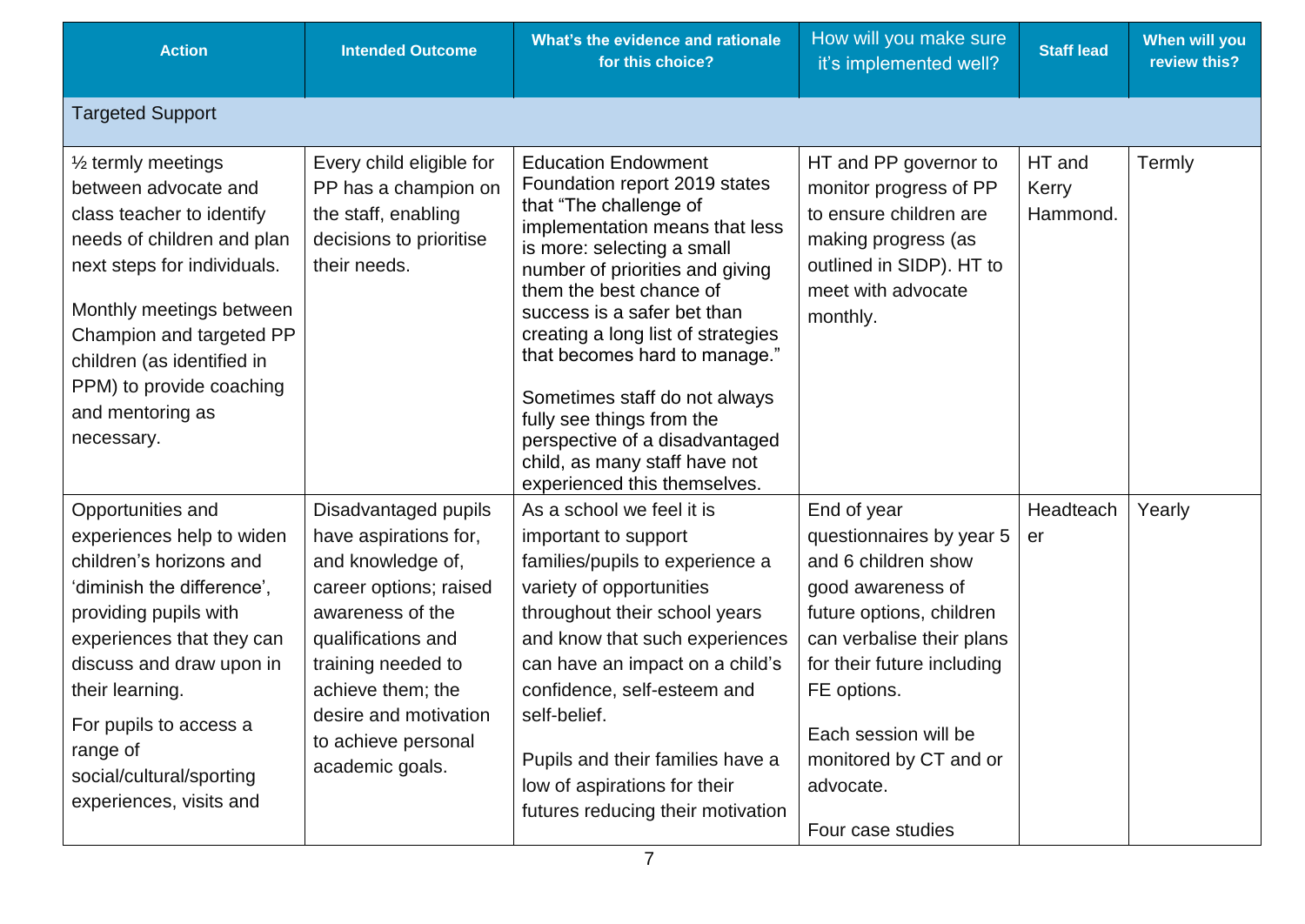| Action | Intended Outcome | What's the evidence and rationale for this choice? | How will you make sure it's implemented well? | Staff lead | When will you review this? |
|---|---|---|---|---|---|
| Targeted Support | | | | | |
| ½ termly meetings between advocate and class teacher to identify needs of children and plan next steps for individuals.<br><br>Monthly meetings between Champion and targeted PP children (as identified in PPM) to provide coaching and mentoring as necessary. | Every child eligible for PP has a champion on the staff, enabling decisions to prioritise their needs. | Education Endowment Foundation report 2019 states that "The challenge of implementation means that less is more: selecting a small number of priorities and giving them the best chance of success is a safer bet than creating a long list of strategies that becomes hard to manage."<br><br>Sometimes staff do not always fully see things from the perspective of a disadvantaged child, as many staff have not experienced this themselves. | HT and PP governor to monitor progress of PP to ensure children are making progress (as outlined in SIDP). HT to meet with advocate monthly. | HT and Kerry Hammond. | Termly |
| Opportunities and experiences help to widen children's horizons and 'diminish the difference', providing pupils with experiences that they can discuss and draw upon in their learning.<br><br>For pupils to access a range of social/cultural/sporting experiences, visits and | Disadvantaged pupils have aspirations for, and knowledge of, career options; raised awareness of the qualifications and training needed to achieve them; the desire and motivation to achieve personal academic goals. | As a school we feel it is important to support families/pupils to experience a variety of opportunities throughout their school years and know that such experiences can have an impact on a child's confidence, self-esteem and self-belief.<br><br>Pupils and their families have a low of aspirations for their futures reducing their motivation | End of year questionnaires by year 5 and 6 children show good awareness of future options, children can verbalise their plans for their future including FE options.<br><br>Each session will be monitored by CT and or advocate.<br><br>Four case studies | Headteacher | Yearly |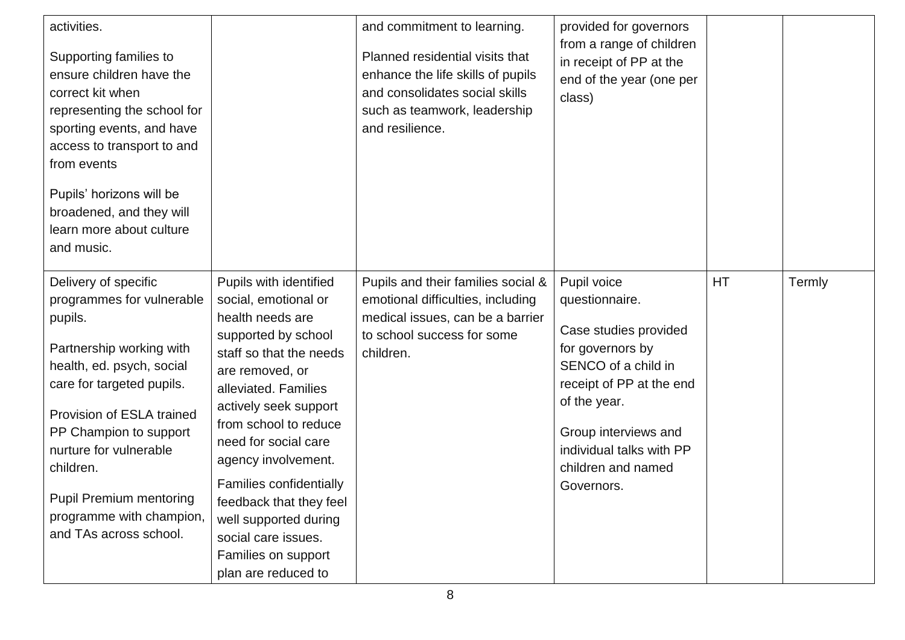| | | | | | |
|---|---|---|---|---|---|
| activities.<br><br>Supporting families to ensure children have the correct kit when representing the school for sporting events, and have access to transport to and from events<br><br>Pupils' horizons will be broadened, and they will learn more about culture and music. | | and commitment to learning.<br><br>Planned residential visits that enhance the life skills of pupils and consolidates social skills such as teamwork, leadership and resilience. | provided for governors from a range of children in receipt of PP at the end of the year (one per class) | | |
| Delivery of specific programmes for vulnerable pupils.<br><br>Partnership working with health, ed. psych, social care for targeted pupils.<br><br>Provision of ESLA trained PP Champion to support nurture for vulnerable children.<br><br>Pupil Premium mentoring programme with champion, and TAs across school. | Pupils with identified social, emotional or health needs are supported by school staff so that the needs are removed, or alleviated. Families actively seek support from school to reduce need for social care agency involvement.<br><br>Families confidentially feedback that they feel well supported during social care issues. Families on support plan are reduced to | Pupils and their families social & emotional difficulties, including medical issues, can be a barrier to school success for some children. | Pupil voice questionnaire.<br><br>Case studies provided for governors by SENCO of a child in receipt of PP at the end of the year.<br><br>Group interviews and individual talks with PP children and named Governors. | HT | Termly |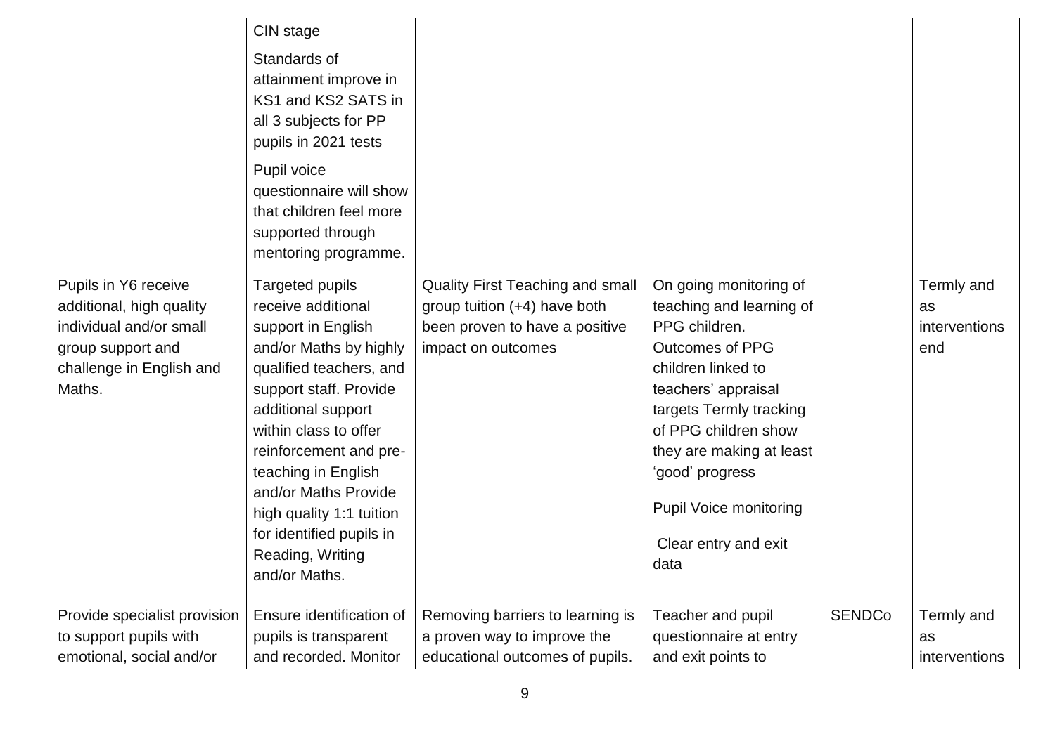| | | | | | |
|---|---|---|---|---|---|
| | CIN stage<br><br>Standards of attainment improve in KS1 and KS2 SATS in all 3 subjects for PP pupils in 2021 tests<br><br>Pupil voice questionnaire will show that children feel more supported through mentoring programme. | | | | |
| Pupils in Y6 receive additional, high quality individual and/or small group support and challenge in English and Maths. | Targeted pupils receive additional support in English and/or Maths by highly qualified teachers, and support staff. Provide additional support within class to offer reinforcement and pre-teaching in English and/or Maths Provide high quality 1:1 tuition for identified pupils in Reading, Writing and/or Maths. | Quality First Teaching and small group tuition (+4) have both been proven to have a positive impact on outcomes | On going monitoring of teaching and learning of PPG children. Outcomes of PPG children linked to teachers' appraisal targets Termly tracking of PPG children show they are making at least 'good' progress<br><br>Pupil Voice monitoring<br><br>Clear entry and exit data | | Termly and as interventions end |
| Provide specialist provision to support pupils with emotional, social and/or | Ensure identification of pupils is transparent and recorded. Monitor | Removing barriers to learning is a proven way to improve the educational outcomes of pupils. | Teacher and pupil questionnaire at entry and exit points to | SENDCo | Termly and as interventions |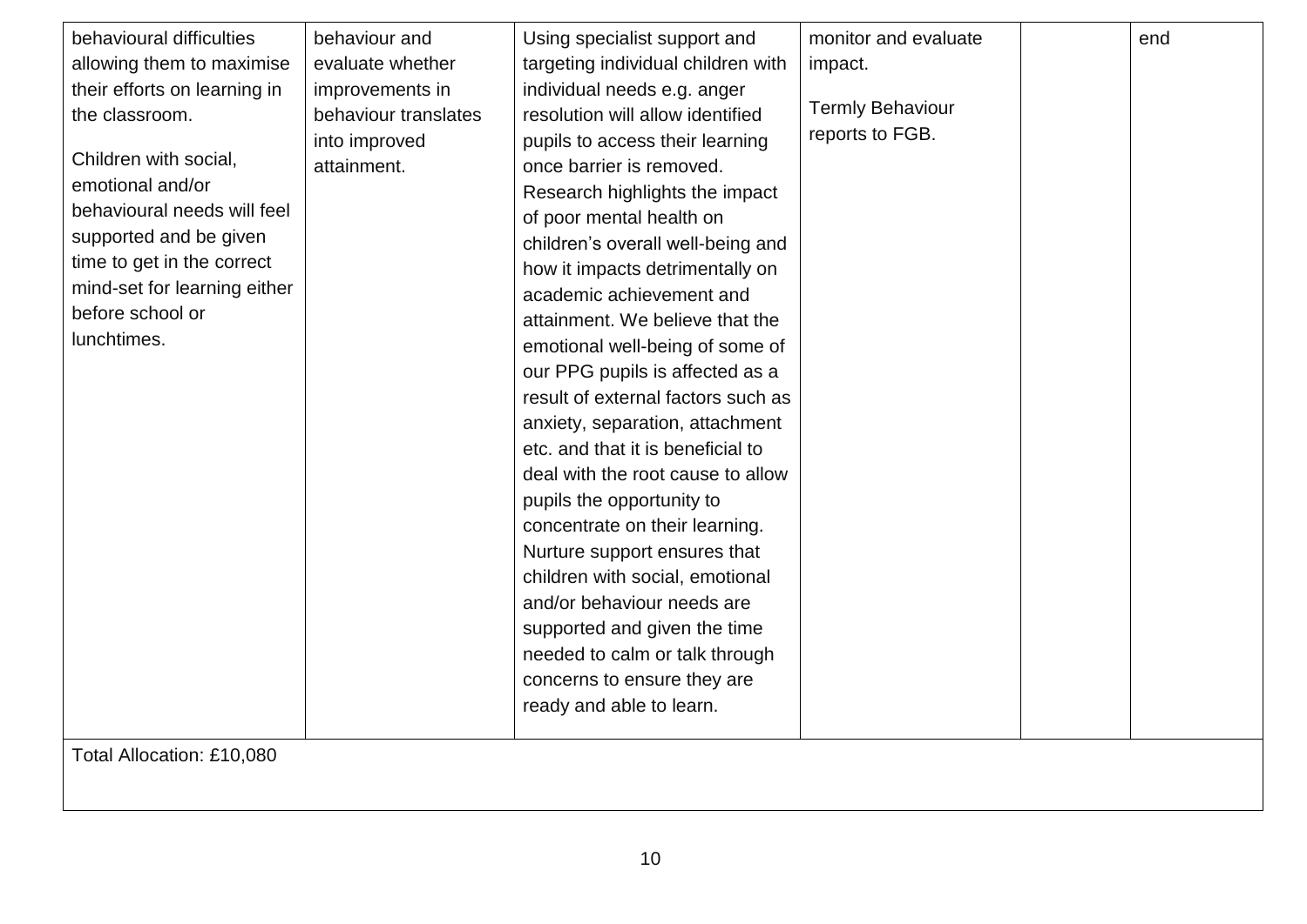| | | | | | |
|---|---|---|---|---|---|
| behavioural difficulties allowing them to maximise their efforts on learning in the classroom.<br><br>Children with social, emotional and/or behavioural needs will feel supported and be given time to get in the correct mind-set for learning either before school or lunchtimes. | behaviour and evaluate whether improvements in behaviour translates into improved attainment. | Using specialist support and targeting individual children with individual needs e.g. anger resolution will allow identified pupils to access their learning once barrier is removed. Research highlights the impact of poor mental health on children's overall well-being and how it impacts detrimentally on academic achievement and attainment. We believe that the emotional well-being of some of our PPG pupils is affected as a result of external factors such as anxiety, separation, attachment etc. and that it is beneficial to deal with the root cause to allow pupils the opportunity to concentrate on their learning. Nurture support ensures that children with social, emotional and/or behaviour needs are supported and given the time needed to calm or talk through concerns to ensure they are ready and able to learn. | monitor and evaluate impact.<br><br>Termly Behaviour reports to FGB. | | end |
| Total Allocation: £10,080 | | | | | |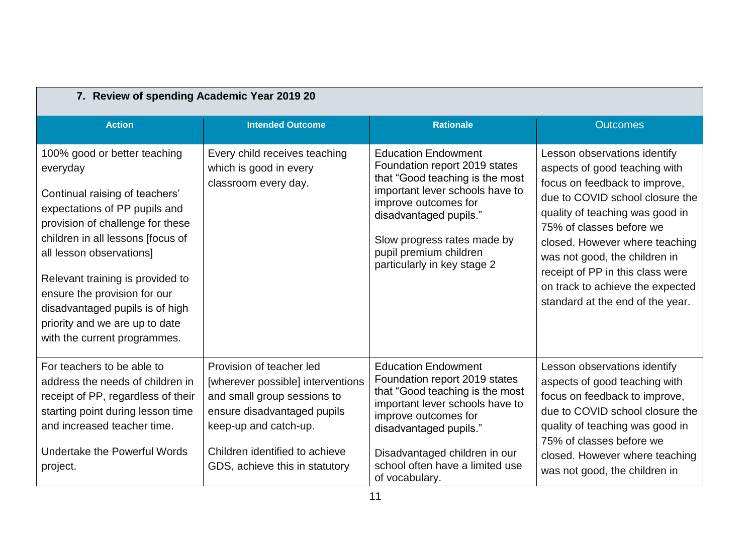## 7. Review of spending Academic Year 2019 20

| Action | Intended Outcome | Rationale | Outcomes |
|---|---|---|---|
| 100% good or better teaching everyday<br><br>Continual raising of teachers' expectations of PP pupils and provision of challenge for these children in all lessons [focus of all lesson observations]<br><br>Relevant training is provided to ensure the provision for our disadvantaged pupils is of high priority and we are up to date with the current programmes. | Every child receives teaching which is good in every classroom every day. | Education Endowment Foundation report 2019 states that "Good teaching is the most important lever schools have to improve outcomes for disadvantaged pupils."<br><br>Slow progress rates made by pupil premium children particularly in key stage 2 | Lesson observations identify aspects of good teaching with focus on feedback to improve, due to COVID school closure the quality of teaching was good in 75% of classes before we closed. However where teaching was not good, the children in receipt of PP in this class were on track to achieve the expected standard at the end of the year. |
| For teachers to be able to address the needs of children in receipt of PP, regardless of their starting point during lesson time and increased teacher time.<br><br>Undertake the Powerful Words project. | Provision of teacher led [wherever possible] interventions and small group sessions to ensure disadvantaged pupils keep-up and catch-up.<br><br>Children identified to achieve GDS, achieve this in statutory | Education Endowment Foundation report 2019 states that "Good teaching is the most important lever schools have to improve outcomes for disadvantaged pupils."<br><br>Disadvantaged children in our school often have a limited use of vocabulary. | Lesson observations identify aspects of good teaching with focus on feedback to improve, due to COVID school closure the quality of teaching was good in 75% of classes before we closed. However where teaching was not good, the children in |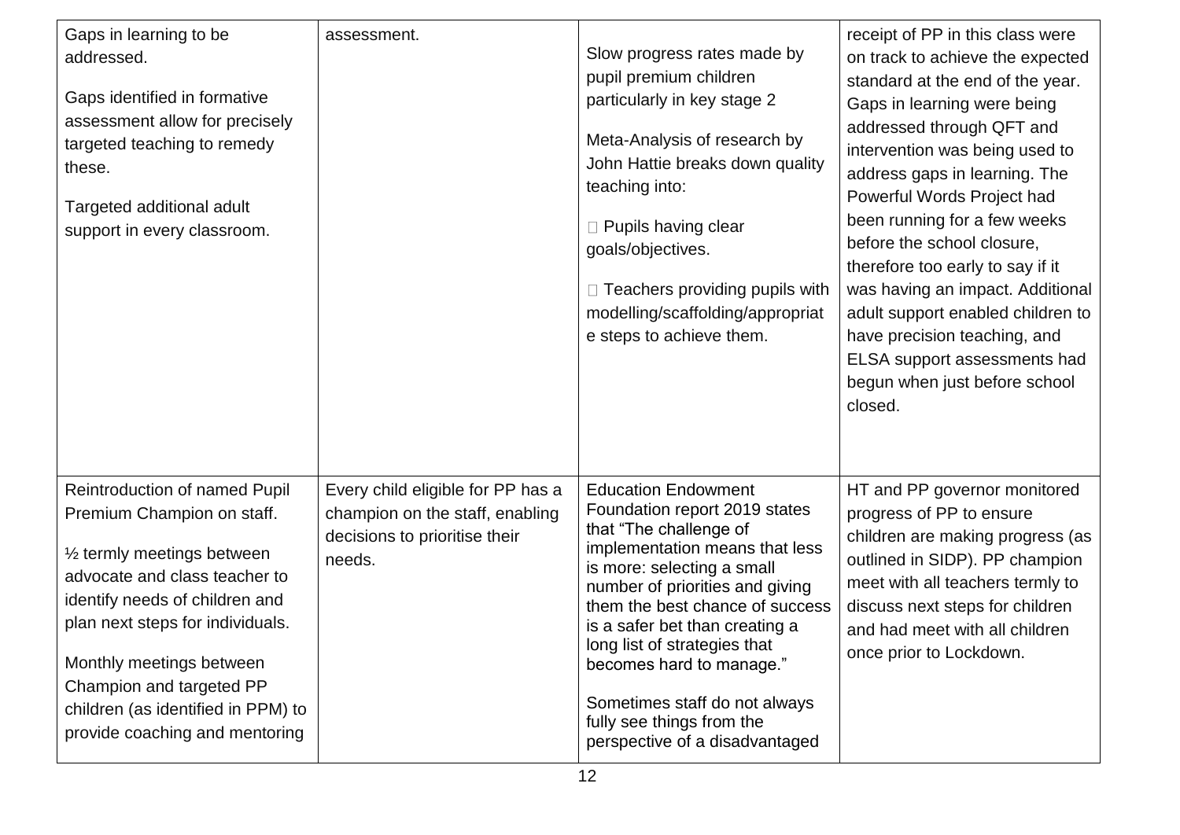| | | | |
|---|---|---|---|
| Gaps in learning to be addressed.<br><br>Gaps identified in formative assessment allow for precisely targeted teaching to remedy these.<br><br>Targeted additional adult support in every classroom. | assessment. | Slow progress rates made by pupil premium children particularly in key stage 2<br><br>Meta-Analysis of research by John Hattie breaks down quality teaching into:<br><br> Pupils having clear goals/objectives.<br><br> Teachers providing pupils with modelling/scaffolding/appropriate steps to achieve them. | receipt of PP in this class were on track to achieve the expected standard at the end of the year. Gaps in learning were being addressed through QFT and intervention was being used to address gaps in learning. The Powerful Words Project had been running for a few weeks before the school closure, therefore too early to say if it was having an impact. Additional adult support enabled children to have precision teaching, and ELSA support assessments had begun when just before school closed. |
| Reintroduction of named Pupil Premium Champion on staff.<br><br>½ termly meetings between advocate and class teacher to identify needs of children and plan next steps for individuals.<br><br>Monthly meetings between Champion and targeted PP children (as identified in PPM) to provide coaching and mentoring | Every child eligible for PP has a champion on the staff, enabling decisions to prioritise their needs. | Education Endowment Foundation report 2019 states that "The challenge of implementation means that less is more: selecting a small number of priorities and giving them the best chance of success is a safer bet than creating a long list of strategies that becomes hard to manage."<br><br>Sometimes staff do not always fully see things from the perspective of a disadvantaged | HT and PP governor monitored progress of PP to ensure children are making progress (as outlined in SIDP). PP champion meet with all teachers termly to discuss next steps for children and had meet with all children once prior to Lockdown. |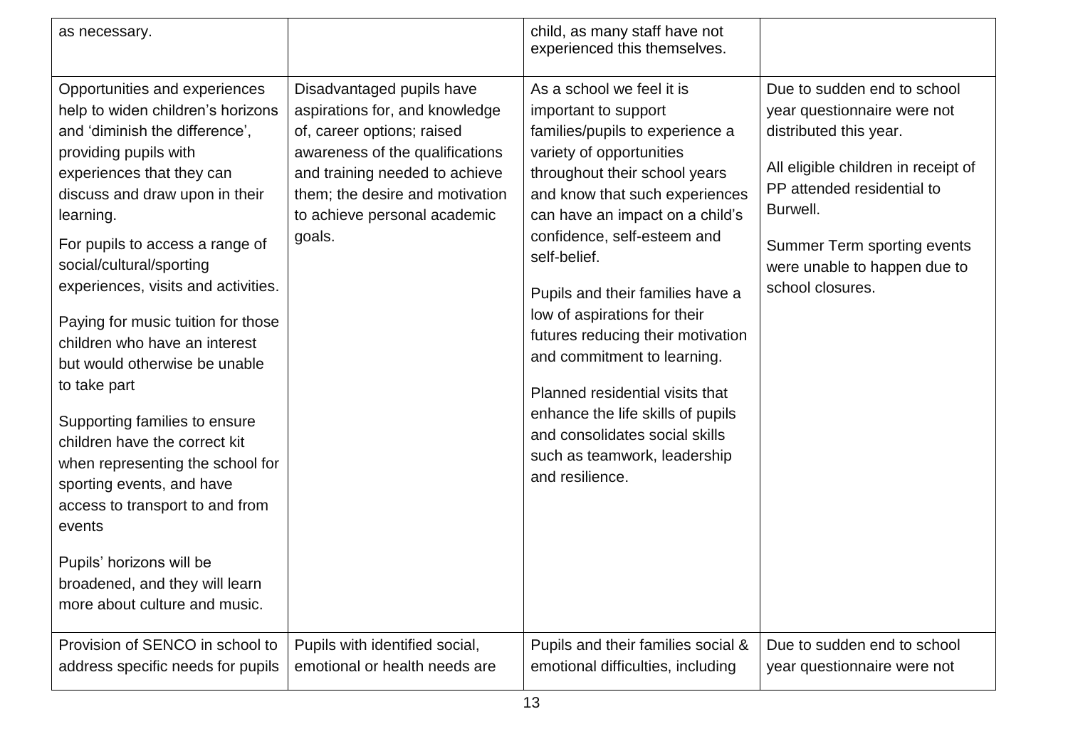| | | | |
|---|---|---|---|
| as necessary. | | child, as many staff have not experienced this themselves. | |
| Opportunities and experiences help to widen children's horizons and 'diminish the difference', providing pupils with experiences that they can discuss and draw upon in their learning.<br><br>For pupils to access a range of social/cultural/sporting experiences, visits and activities.<br><br>Paying for music tuition for those children who have an interest but would otherwise be unable to take part<br><br>Supporting families to ensure children have the correct kit when representing the school for sporting events, and have access to transport to and from events<br><br>Pupils' horizons will be broadened, and they will learn more about culture and music. | Disadvantaged pupils have aspirations for, and knowledge of, career options; raised awareness of the qualifications and training needed to achieve them; the desire and motivation to achieve personal academic goals. | As a school we feel it is important to support families/pupils to experience a variety of opportunities throughout their school years and know that such experiences can have an impact on a child's confidence, self-esteem and self-belief.<br><br>Pupils and their families have a low of aspirations for their futures reducing their motivation and commitment to learning.<br><br>Planned residential visits that enhance the life skills of pupils and consolidates social skills such as teamwork, leadership and resilience. | Due to sudden end to school year questionnaire were not distributed this year.<br><br>All eligible children in receipt of PP attended residential to Burwell.<br><br>Summer Term sporting events were unable to happen due to school closures. |
| Provision of SENCO in school to address specific needs for pupils | Pupils with identified social, emotional or health needs are | Pupils and their families social & emotional difficulties, including | Due to sudden end to school year questionnaire were not |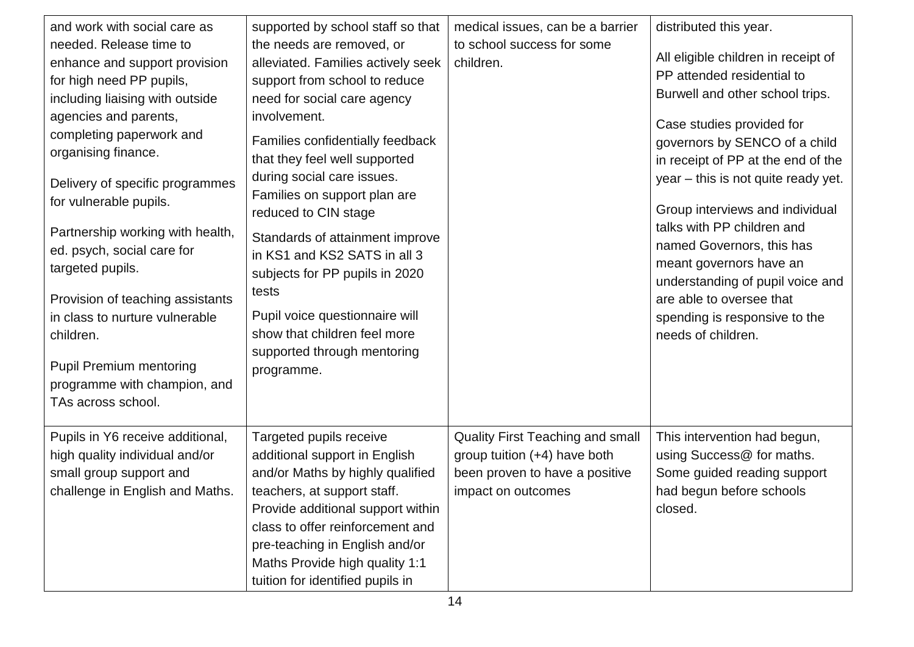| | | | |
|---|---|---|---|
| and work with social care as needed. Release time to enhance and support provision for high need PP pupils, including liaising with outside agencies and parents, completing paperwork and organising finance.<br><br>Delivery of specific programmes for vulnerable pupils.<br><br>Partnership working with health, ed. psych, social care for targeted pupils.<br><br>Provision of teaching assistants in class to nurture vulnerable children.<br><br>Pupil Premium mentoring programme with champion, and TAs across school. | supported by school staff so that the needs are removed, or alleviated. Families actively seek support from school to reduce need for social care agency involvement.<br><br>Families confidentially feedback that they feel well supported during social care issues. Families on support plan are reduced to CIN stage<br><br>Standards of attainment improve in KS1 and KS2 SATS in all 3 subjects for PP pupils in 2020 tests<br><br>Pupil voice questionnaire will show that children feel more supported through mentoring programme. | medical issues, can be a barrier to school success for some children. | distributed this year.<br><br>All eligible children in receipt of PP attended residential to Burwell and other school trips.<br><br>Case studies provided for governors by SENCO of a child in receipt of PP at the end of the year – this is not quite ready yet.<br><br>Group interviews and individual talks with PP children and named Governors, this has meant governors have an understanding of pupil voice and are able to oversee that spending is responsive to the needs of children. |
| Pupils in Y6 receive additional, high quality individual and/or small group support and challenge in English and Maths. | Targeted pupils receive additional support in English and/or Maths by highly qualified teachers, at support staff. Provide additional support within class to offer reinforcement and pre-teaching in English and/or Maths Provide high quality 1:1 tuition for identified pupils in | Quality First Teaching and small group tuition (+4) have both been proven to have a positive impact on outcomes | This intervention had begun, using Success@ for maths. Some guided reading support had begun before schools closed. |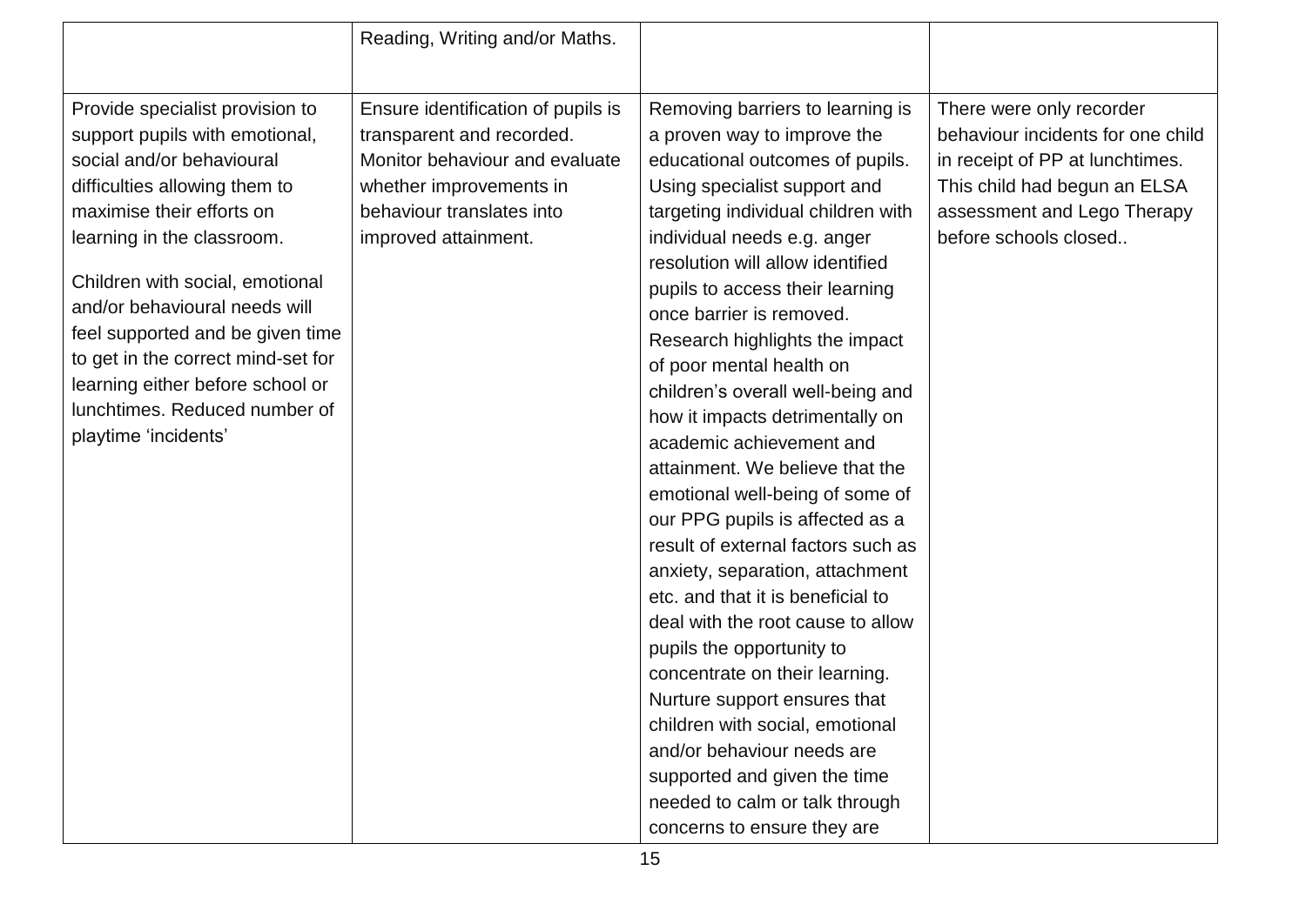| | | | |
|---|---|---|---|
| | Reading, Writing and/or Maths. | | |
| Provide specialist provision to support pupils with emotional, social and/or behavioural difficulties allowing them to maximise their efforts on learning in the classroom.<br><br>Children with social, emotional and/or behavioural needs will feel supported and be given time to get in the correct mind-set for learning either before school or lunchtimes. Reduced number of playtime 'incidents' | Ensure identification of pupils is transparent and recorded. Monitor behaviour and evaluate whether improvements in behaviour translates into improved attainment. | Removing barriers to learning is a proven way to improve the educational outcomes of pupils. Using specialist support and targeting individual children with individual needs e.g. anger resolution will allow identified pupils to access their learning once barrier is removed. Research highlights the impact of poor mental health on children's overall well-being and how it impacts detrimentally on academic achievement and attainment. We believe that the emotional well-being of some of our PPG pupils is affected as a result of external factors such as anxiety, separation, attachment etc. and that it is beneficial to deal with the root cause to allow pupils the opportunity to concentrate on their learning. Nurture support ensures that children with social, emotional and/or behaviour needs are supported and given the time needed to calm or talk through concerns to ensure they are | There were only recorder behaviour incidents for one child in receipt of PP at lunchtimes. This child had begun an ELSA assessment and Lego Therapy before schools closed.. |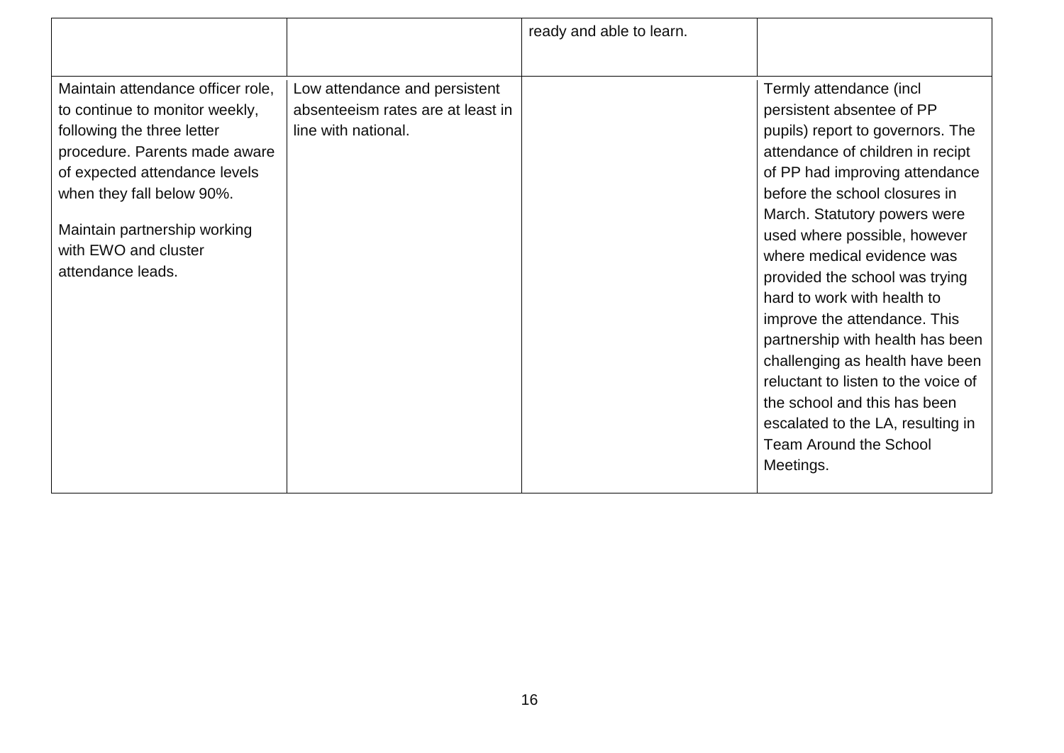| | | | |
|---|---|---|---|
| | | ready and able to learn. | |
| Maintain attendance officer role, to continue to monitor weekly, following the three letter procedure. Parents made aware of expected attendance levels when they fall below 90%.<br><br>Maintain partnership working with EWO and cluster attendance leads. | Low attendance and persistent absenteeism rates are at least in line with national. | | Termly attendance (incl persistent absentee of PP pupils) report to governors. The attendance of children in recipt of PP had improving attendance before the school closures in March. Statutory powers were used where possible, however where medical evidence was provided the school was trying hard to work with health to improve the attendance. This partnership with health has been challenging as health have been reluctant to listen to the voice of the school and this has been escalated to the LA, resulting in Team Around the School Meetings. |